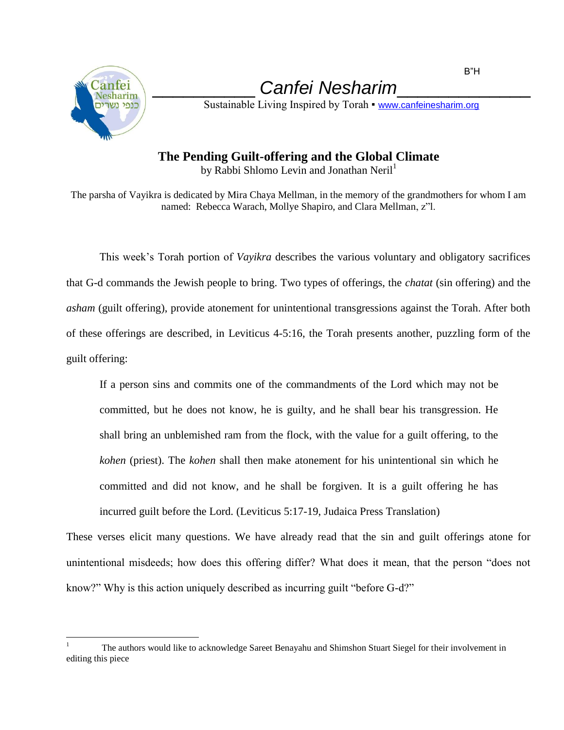B"H

# Canfei Nesharim

Sustainable Living Inspired by Torah ▪ www.canfeinesharim.org

## The Pending Guilt-offering and the Global Climate

by Rabbi Shlomo Levin and Jonathan Neril[1]

The parsha of Vayikra is dedicated by Mira Chaya Mellman, in the memory of the grandmothers for whom I am named: Rebecca Warach, Mollye Shapiro, and Clara Mellman, z"l.

This week's Torah portion of *Vayikra* describes the various voluntary and obligatory sacrifices that G-d commands the Jewish people to bring. Two types of offerings, the *chatat* (sin offering) and the *asham* (guilt offering), provide atonement for unintentional transgressions against the Torah. After both of these offerings are described, in Leviticus 4-5:16, the Torah presents another, puzzling form of the guilt offering:

> If a person sins and commits one of the commandments of the Lord which may not be committed, but he does not know, he is guilty, and he shall bear his transgression. He shall bring an unblemished ram from the flock, with the value for a guilt offering, to the *kohen* (priest). The *kohen* shall then make atonement for his unintentional sin which he committed and did not know, and he shall be forgiven. It is a guilt offering he has incurred guilt before the Lord. (Leviticus 5:17-19, Judaica Press Translation)

These verses elicit many questions. We have already read that the sin and guilt offerings atone for unintentional misdeeds; how does this offering differ? What does it mean, that the person "does not know?" Why is this action uniquely described as incurring guilt "before G-d?"

[1] The authors would like to acknowledge Sareet Benayahu and Shimshon Stuart Siegel for their involvement in editing this piece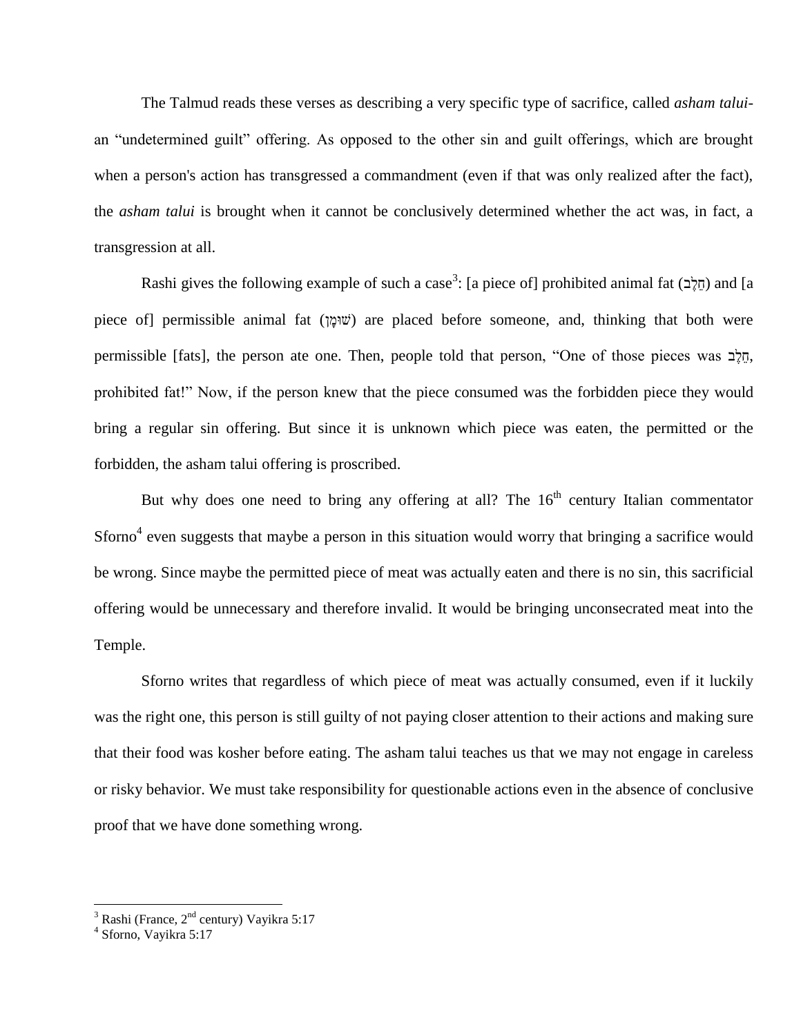The Talmud reads these verses as describing a very specific type of sacrifice, called *asham talui*- an "undetermined guilt" offering. As opposed to the other sin and guilt offerings, which are brought when a person's action has transgressed a commandment (even if that was only realized after the fact), the *asham talui* is brought when it cannot be conclusively determined whether the act was, in fact, a transgression at all.

Rashi gives the following example of such a case[3]: [a piece of] prohibited animal fat (חֵלֶב) and [a piece of] permissible animal fat (שׁוּמָן) are placed before someone, and, thinking that both were permissible [fats], the person ate one. Then, people told that person, "One of those pieces was חֵלֶב, prohibited fat!" Now, if the person knew that the piece consumed was the forbidden piece they would bring a regular sin offering. But since it is unknown which piece was eaten, the permitted or the forbidden, the asham talui offering is proscribed.

But why does one need to bring any offering at all? The 16th century Italian commentator Sforno[4] even suggests that maybe a person in this situation would worry that bringing a sacrifice would be wrong. Since maybe the permitted piece of meat was actually eaten and there is no sin, this sacrificial offering would be unnecessary and therefore invalid. It would be bringing unconsecrated meat into the Temple.

Sforno writes that regardless of which piece of meat was actually consumed, even if it luckily was the right one, this person is still guilty of not paying closer attention to their actions and making sure that their food was kosher before eating. The asham talui teaches us that we may not engage in careless or risky behavior. We must take responsibility for questionable actions even in the absence of conclusive proof that we have done something wrong.

---

[3] Rashi (France, 2nd century) Vayikra 5:17

[4] Sforno, Vayikra 5:17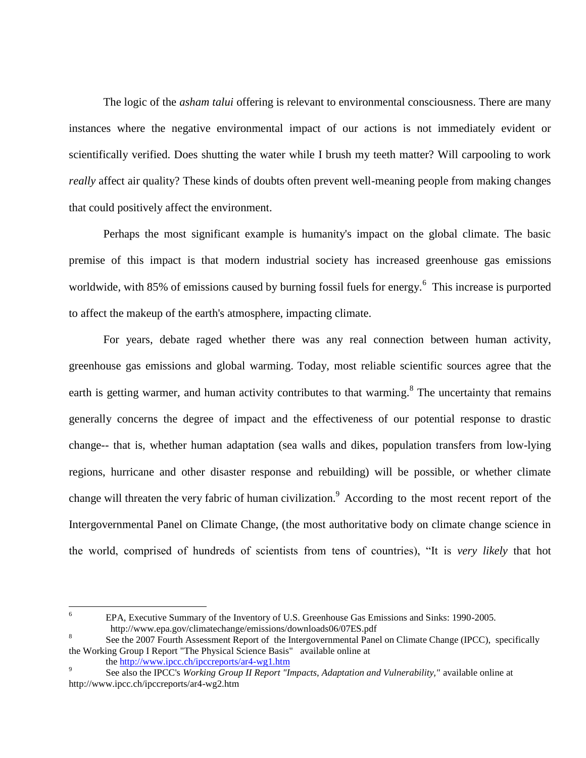The logic of the *asham talui* offering is relevant to environmental consciousness. There are many instances where the negative environmental impact of our actions is not immediately evident or scientifically verified. Does shutting the water while I brush my teeth matter? Will carpooling to work *really* affect air quality? These kinds of doubts often prevent well-meaning people from making changes that could positively affect the environment.

Perhaps the most significant example is humanity's impact on the global climate. The basic premise of this impact is that modern industrial society has increased greenhouse gas emissions worldwide, with 85% of emissions caused by burning fossil fuels for energy.[6] This increase is purported to affect the makeup of the earth's atmosphere, impacting climate.

For years, debate raged whether there was any real connection between human activity, greenhouse gas emissions and global warming. Today, most reliable scientific sources agree that the earth is getting warmer, and human activity contributes to that warming.[8] The uncertainty that remains generally concerns the degree of impact and the effectiveness of our potential response to drastic change-- that is, whether human adaptation (sea walls and dikes, population transfers from low-lying regions, hurricane and other disaster response and rebuilding) will be possible, or whether climate change will threaten the very fabric of human civilization.[9] According to the most recent report of the Intergovernmental Panel on Climate Change, (the most authoritative body on climate change science in the world, comprised of hundreds of scientists from tens of countries), "It is *very likely* that hot

---

[6] EPA, Executive Summary of the Inventory of U.S. Greenhouse Gas Emissions and Sinks: 1990-2005. http://www.epa.gov/climatechange/emissions/downloads06/07ES.pdf

[8] See the 2007 Fourth Assessment Report of the Intergovernmental Panel on Climate Change (IPCC), specifically the Working Group I Report "The Physical Science Basis" available online at the http://www.ipcc.ch/ipccreports/ar4-wg1.htm

[9] See also the IPCC's *Working Group II Report "Impacts, Adaptation and Vulnerability,"* available online at http://www.ipcc.ch/ipccreports/ar4-wg2.htm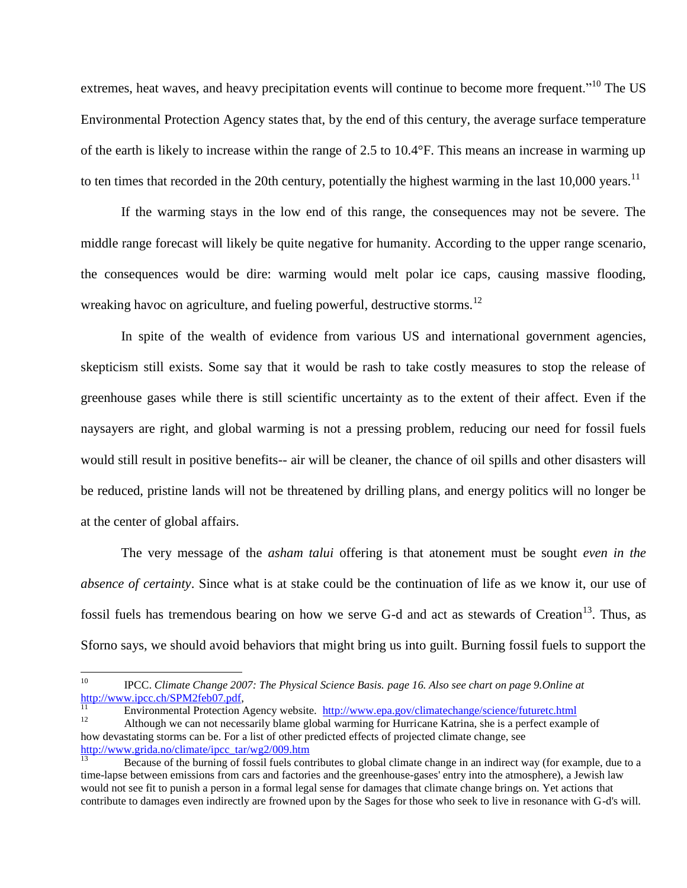extremes, heat waves, and heavy precipitation events will continue to become more frequent."[10] The US Environmental Protection Agency states that, by the end of this century, the average surface temperature of the earth is likely to increase within the range of 2.5 to 10.4°F. This means an increase in warming up to ten times that recorded in the 20th century, potentially the highest warming in the last 10,000 years.[11]

If the warming stays in the low end of this range, the consequences may not be severe. The middle range forecast will likely be quite negative for humanity. According to the upper range scenario, the consequences would be dire: warming would melt polar ice caps, causing massive flooding, wreaking havoc on agriculture, and fueling powerful, destructive storms.[12]

In spite of the wealth of evidence from various US and international government agencies, skepticism still exists. Some say that it would be rash to take costly measures to stop the release of greenhouse gases while there is still scientific uncertainty as to the extent of their affect. Even if the naysayers are right, and global warming is not a pressing problem, reducing our need for fossil fuels would still result in positive benefits-- air will be cleaner, the chance of oil spills and other disasters will be reduced, pristine lands will not be threatened by drilling plans, and energy politics will no longer be at the center of global affairs.

The very message of the *asham talui* offering is that atonement must be sought *even in the absence of certainty*. Since what is at stake could be the continuation of life as we know it, our use of fossil fuels has tremendous bearing on how we serve G-d and act as stewards of Creation[13]. Thus, as Sforno says, we should avoid behaviors that might bring us into guilt. Burning fossil fuels to support the

---

[10] IPCC. *Climate Change 2007: The Physical Science Basis. page 16. Also see chart on page 9.Online at* http://www.ipcc.ch/SPM2feb07.pdf,

[11] Environmental Protection Agency website. http://www.epa.gov/climatechange/science/futuretc.html

[12] Although we can not necessarily blame global warming for Hurricane Katrina, she is a perfect example of how devastating storms can be. For a list of other predicted effects of projected climate change, see http://www.grida.no/climate/ipcc_tar/wg2/009.htm

[13] Because of the burning of fossil fuels contributes to global climate change in an indirect way (for example, due to a time-lapse between emissions from cars and factories and the greenhouse-gases' entry into the atmosphere), a Jewish law would not see fit to punish a person in a formal legal sense for damages that climate change brings on. Yet actions that contribute to damages even indirectly are frowned upon by the Sages for those who seek to live in resonance with G-d's will.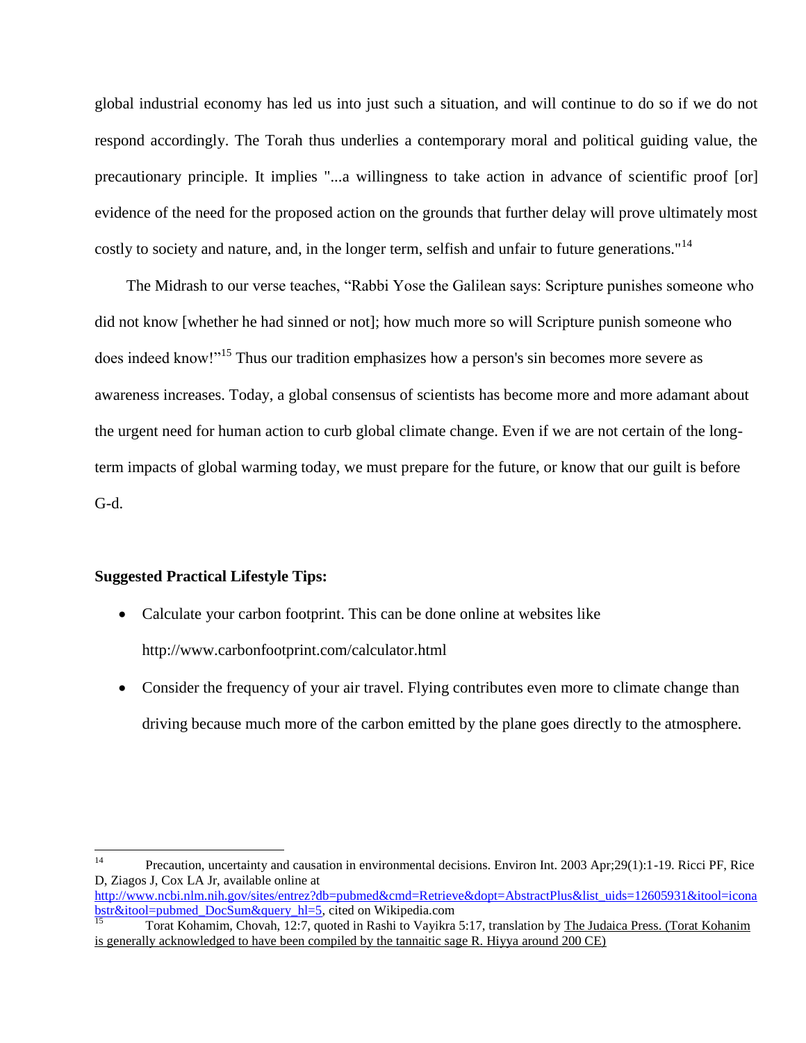global industrial economy has led us into just such a situation, and will continue to do so if we do not respond accordingly. The Torah thus underlies a contemporary moral and political guiding value, the precautionary principle. It implies "...a willingness to take action in advance of scientific proof [or] evidence of the need for the proposed action on the grounds that further delay will prove ultimately most costly to society and nature, and, in the longer term, selfish and unfair to future generations."[14]

The Midrash to our verse teaches, "Rabbi Yose the Galilean says: Scripture punishes someone who did not know [whether he had sinned or not]; how much more so will Scripture punish someone who does indeed know!"[15] Thus our tradition emphasizes how a person's sin becomes more severe as awareness increases. Today, a global consensus of scientists has become more and more adamant about the urgent need for human action to curb global climate change. Even if we are not certain of the long-term impacts of global warming today, we must prepare for the future, or know that our guilt is before G-d.

**Suggested Practical Lifestyle Tips:**

- Calculate your carbon footprint. This can be done online at websites like http://www.carbonfootprint.com/calculator.html
- Consider the frequency of your air travel. Flying contributes even more to climate change than driving because much more of the carbon emitted by the plane goes directly to the atmosphere.

---

[14] Precaution, uncertainty and causation in environmental decisions. Environ Int. 2003 Apr;29(1):1-19. Ricci PF, Rice D, Ziagos J, Cox LA Jr, available online at http://www.ncbi.nlm.nih.gov/sites/entrez?db=pubmed&cmd=Retrieve&dopt=AbstractPlus&list_uids=12605931&itool=iconabstr&itool=pubmed_DocSum&query_hl=5, cited on Wikipedia.com

[15] Torat Kohamim, Chovah, 12:7, quoted in Rashi to Vayikra 5:17, translation by The Judaica Press. (Torat Kohanim is generally acknowledged to have been compiled by the tannaitic sage R. Hiyya around 200 CE)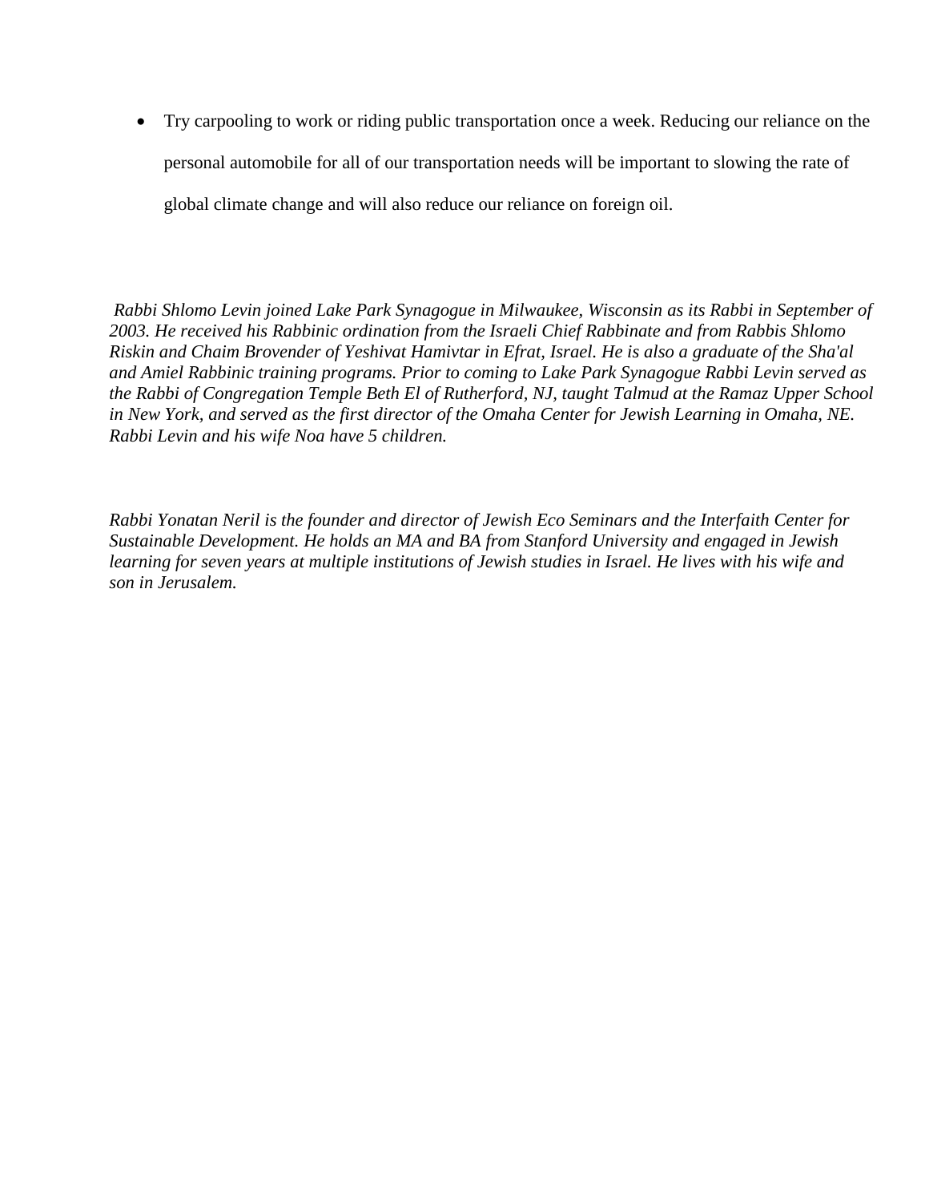- Try carpooling to work or riding public transportation once a week. Reducing our reliance on the personal automobile for all of our transportation needs will be important to slowing the rate of global climate change and will also reduce our reliance on foreign oil.

*Rabbi Shlomo Levin joined Lake Park Synagogue in Milwaukee, Wisconsin as its Rabbi in September of 2003. He received his Rabbinic ordination from the Israeli Chief Rabbinate and from Rabbis Shlomo Riskin and Chaim Brovender of Yeshivat Hamivtar in Efrat, Israel. He is also a graduate of the Sha'al and Amiel Rabbinic training programs. Prior to coming to Lake Park Synagogue Rabbi Levin served as the Rabbi of Congregation Temple Beth El of Rutherford, NJ, taught Talmud at the Ramaz Upper School in New York, and served as the first director of the Omaha Center for Jewish Learning in Omaha, NE. Rabbi Levin and his wife Noa have 5 children.*

*Rabbi Yonatan Neril is the founder and director of Jewish Eco Seminars and the Interfaith Center for Sustainable Development. He holds an MA and BA from Stanford University and engaged in Jewish learning for seven years at multiple institutions of Jewish studies in Israel. He lives with his wife and son in Jerusalem.*